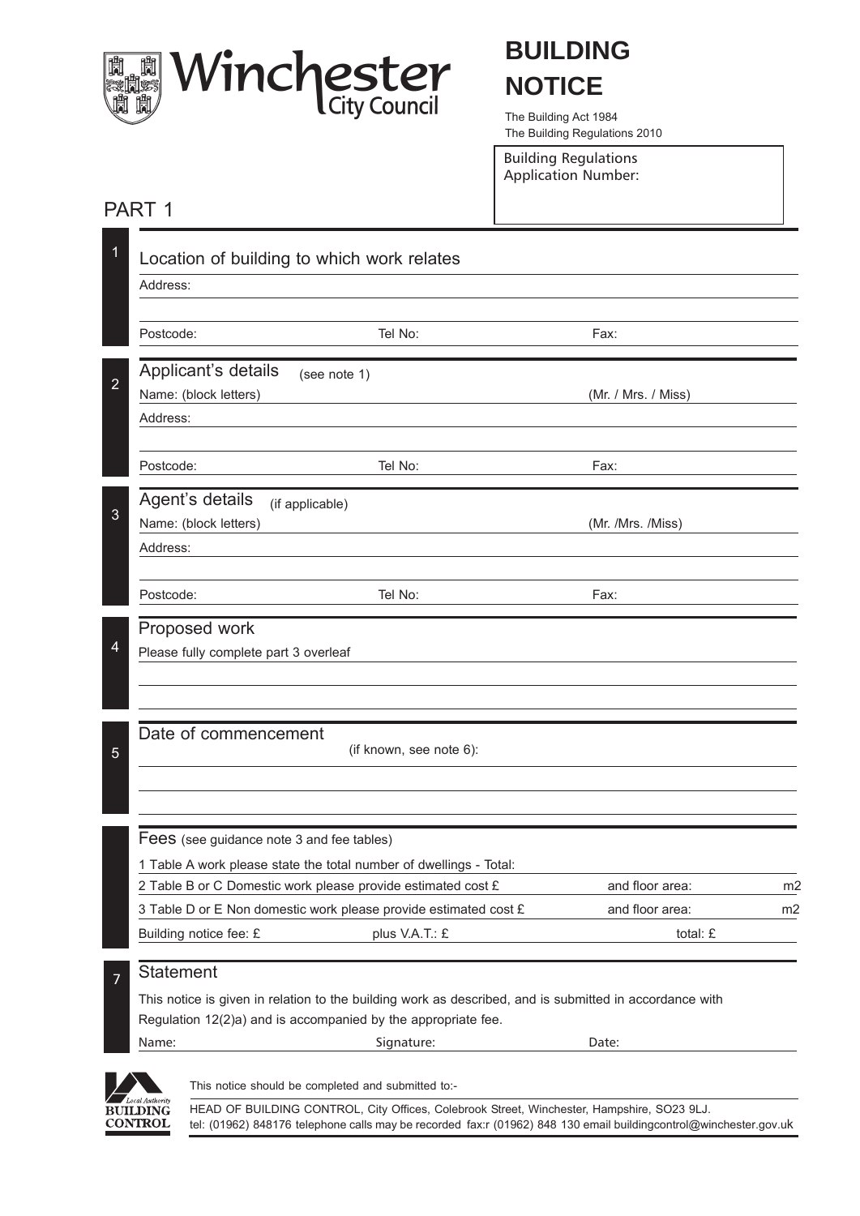# Winchester City Council

# BUILDING NOTICE

The Building Act 1984
The Building Regulations 2010

Building Regulations Application Number:

## PART 1

### 1 Location of building to which work relates

Address:

Postcode: Tel No: Fax:

### 2 Applicant's details (see note 1)

Name: (block letters) (Mr. / Mrs. / Miss)

Address:

Postcode: Tel No: Fax:

### 3 Agent's details (if applicable)

Name: (block letters) (Mr. /Mrs. /Miss)

Address:

Postcode: Tel No: Fax:

### 4 Proposed work

Please fully complete part 3 overleaf

### 5 Date of commencement

(if known, see note 6):

### Fees (see guidance note 3 and fee tables)

1 Table A work please state the total number of dwellings - Total:

2 Table B or C Domestic work please provide estimated cost £ and floor area: m2

3 Table D or E Non domestic work please provide estimated cost £ and floor area: m2

Building notice fee: £ plus V.A.T.: £ total: £

### 7 Statement

This notice is given in relation to the building work as described, and is submitted in accordance with Regulation 12(2)a) and is accompanied by the appropriate fee.

Name: Signature: Date:

Local Authority BUILDING CONTROL

This notice should be completed and submitted to:-

HEAD OF BUILDING CONTROL, City Offices, Colebrook Street, Winchester, Hampshire, SO23 9LJ.
tel: (01962) 848176 telephone calls may be recorded fax:r (01962) 848 130 email buildingcontrol@winchester.gov.uk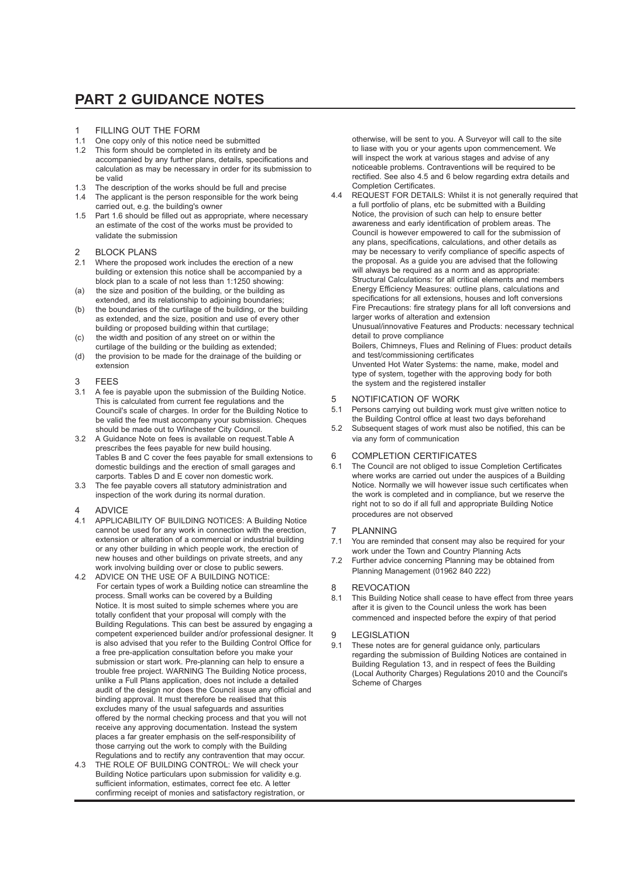# PART 2 GUIDANCE NOTES

1 FILLING OUT THE FORM

1.1 One copy only of this notice need be submitted

1.2 This form should be completed in its entirety and be accompanied by any further plans, details, specifications and calculation as may be necessary in order for its submission to be valid

1.3 The description of the works should be full and precise

1.4 The applicant is the person responsible for the work being carried out, e.g. the building's owner

1.5 Part 1.6 should be filled out as appropriate, where necessary an estimate of the cost of the works must be provided to validate the submission

2 BLOCK PLANS

2.1 Where the proposed work includes the erection of a new building or extension this notice shall be accompanied by a block plan to a scale of not less than 1:1250 showing:

(a) the size and position of the building, or the building as extended, and its relationship to adjoining boundaries;

(b) the boundaries of the curtilage of the building, or the building as extended, and the size, position and use of every other building or proposed building within that curtilage;

(c) the width and position of any street on or within the curtilage of the building or the building as extended;

(d) the provision to be made for the drainage of the building or extension

3 FEES

3.1 A fee is payable upon the submission of the Building Notice. This is calculated from current fee regulations and the Council's scale of charges. In order for the Building Notice to be valid the fee must accompany your submission. Cheques should be made out to Winchester City Council.

3.2 A Guidance Note on fees is available on request.Table A prescribes the fees payable for new build housing. Tables B and C cover the fees payable for small extensions to domestic buildings and the erection of small garages and carports. Tables D and E cover non domestic work.

3.3 The fee payable covers all statutory administration and inspection of the work during its normal duration.

4 ADVICE

4.1 APPLICABILITY OF BUILDING NOTICES: A Building Notice cannot be used for any work in connection with the erection, extension or alteration of a commercial or industrial building or any other building in which people work, the erection of new houses and other buildings on private streets, and any work involving building over or close to public sewers.

4.2 ADVICE ON THE USE OF A BUILDING NOTICE: For certain types of work a Building notice can streamline the process. Small works can be covered by a Building Notice. It is most suited to simple schemes where you are totally confident that your proposal will comply with the Building Regulations. This can best be assured by engaging a competent experienced builder and/or professional designer. It is also advised that you refer to the Building Control Office for a free pre-application consultation before you make your submission or start work. Pre-planning can help to ensure a trouble free project. WARNING The Building Notice process, unlike a Full Plans application, does not include a detailed audit of the design nor does the Council issue any official and binding approval. It must therefore be realised that this excludes many of the usual safeguards and assurities offered by the normal checking process and that you will not receive any approving documentation. Instead the system places a far greater emphasis on the self-responsibility of those carrying out the work to comply with the Building Regulations and to rectify any contravention that may occur.

4.3 THE ROLE OF BUILDING CONTROL: We will check your Building Notice particulars upon submission for validity e.g. sufficient information, estimates, correct fee etc. A letter confirming receipt of monies and satisfactory registration, or otherwise, will be sent to you. A Surveyor will call to the site to liase with you or your agents upon commencement. We will inspect the work at various stages and advise of any noticeable problems. Contraventions will be required to be rectified. See also 4.5 and 6 below regarding extra details and Completion Certificates.

4.4 REQUEST FOR DETAILS: Whilst it is not generally required that a full portfolio of plans, etc be submitted with a Building Notice, the provision of such can help to ensure better awareness and early identification of problem areas. The Council is however empowered to call for the submission of any plans, specifications, calculations, and other details as may be necessary to verify compliance of specific aspects of the proposal. As a guide you are advised that the following will always be required as a norm and as appropriate:
Structural Calculations: for all critical elements and members
Energy Efficiency Measures: outline plans, calculations and specifications for all extensions, houses and loft conversions
Fire Precautions: fire strategy plans for all loft conversions and larger works of alteration and extension
Unusual/innovative Features and Products: necessary technical detail to prove compliance
Boilers, Chimneys, Flues and Relining of Flues: product details and test/commissioning certificates
Unvented Hot Water Systems: the name, make, model and type of system, together with the approving body for both the system and the registered installer

5 NOTIFICATION OF WORK

5.1 Persons carrying out building work must give written notice to the Building Control office at least two days beforehand

5.2 Subsequent stages of work must also be notified, this can be via any form of communication

6 COMPLETION CERTIFICATES

6.1 The Council are not obliged to issue Completion Certificates where works are carried out under the auspices of a Building Notice. Normally we will however issue such certificates when the work is completed and in compliance, but we reserve the right not to so do if all full and appropriate Building Notice procedures are not observed

7 PLANNING

7.1 You are reminded that consent may also be required for your work under the Town and Country Planning Acts

7.2 Further advice concerning Planning may be obtained from Planning Management (01962 840 222)

8 REVOCATION

8.1 This Building Notice shall cease to have effect from three years after it is given to the Council unless the work has been commenced and inspected before the expiry of that period

9 LEGISLATION

9.1 These notes are for general guidance only, particulars regarding the submission of Building Notices are contained in Building Regulation 13, and in respect of fees the Building (Local Authority Charges) Regulations 2010 and the Council's Scheme of Charges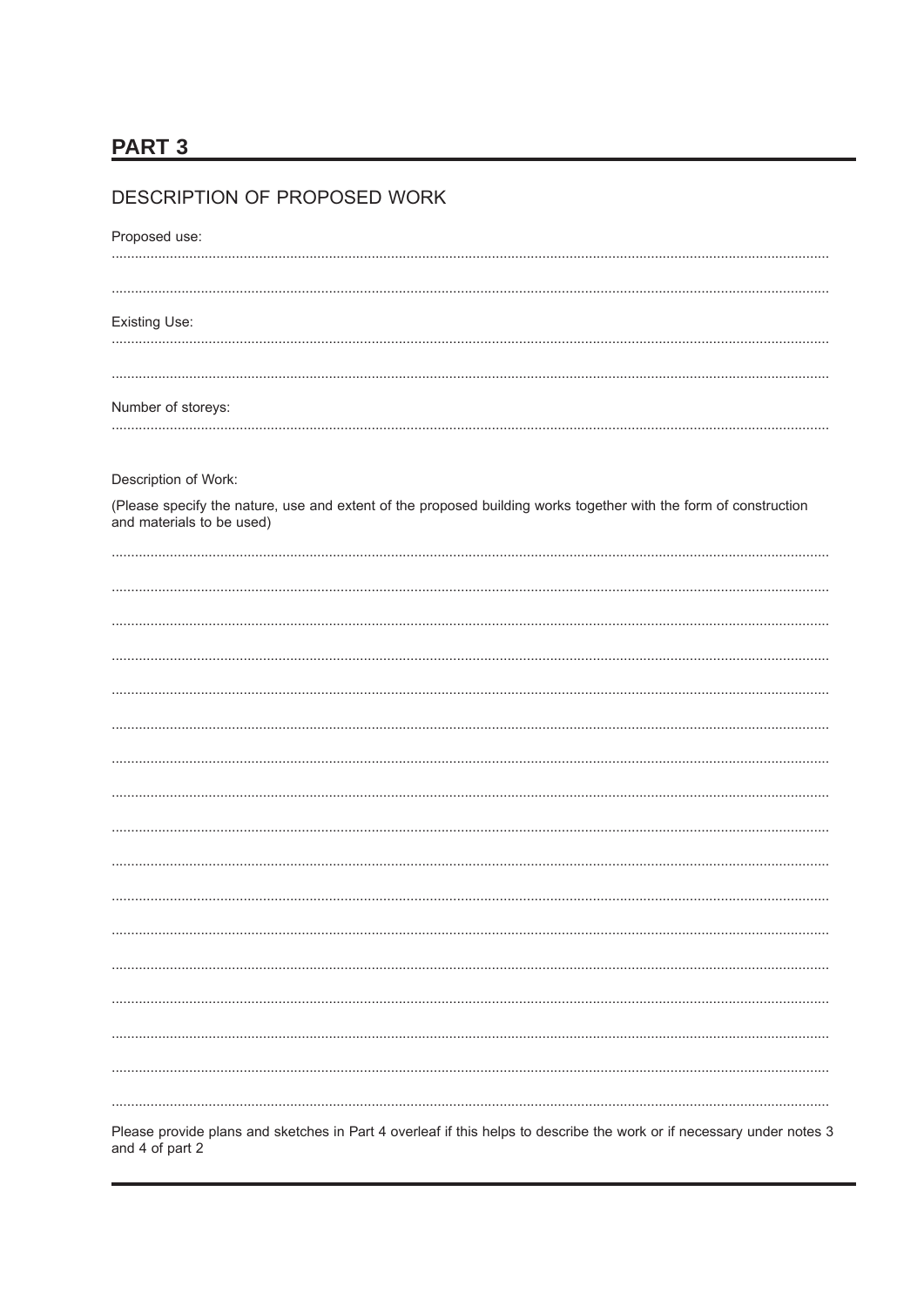## PART 3

### DESCRIPTION OF PROPOSED WORK

Proposed use:

..........................................................................................................................................................................

..........................................................................................................................................................................

Existing Use:

..........................................................................................................................................................................

..........................................................................................................................................................................

Number of storeys:

..........................................................................................................................................................................

Description of Work:

(Please specify the nature, use and extent of the proposed building works together with the form of construction and materials to be used)

..........................................................................................................................................................................

..........................................................................................................................................................................

..........................................................................................................................................................................

..........................................................................................................................................................................

..........................................................................................................................................................................

..........................................................................................................................................................................

..........................................................................................................................................................................

..........................................................................................................................................................................

..........................................................................................................................................................................

..........................................................................................................................................................................

..........................................................................................................................................................................

..........................................................................................................................................................................

..........................................................................................................................................................................

..........................................................................................................................................................................

..........................................................................................................................................................................

..........................................................................................................................................................................

..........................................................................................................................................................................

Please provide plans and sketches in Part 4 overleaf if this helps to describe the work or if necessary under notes 3 and 4 of part 2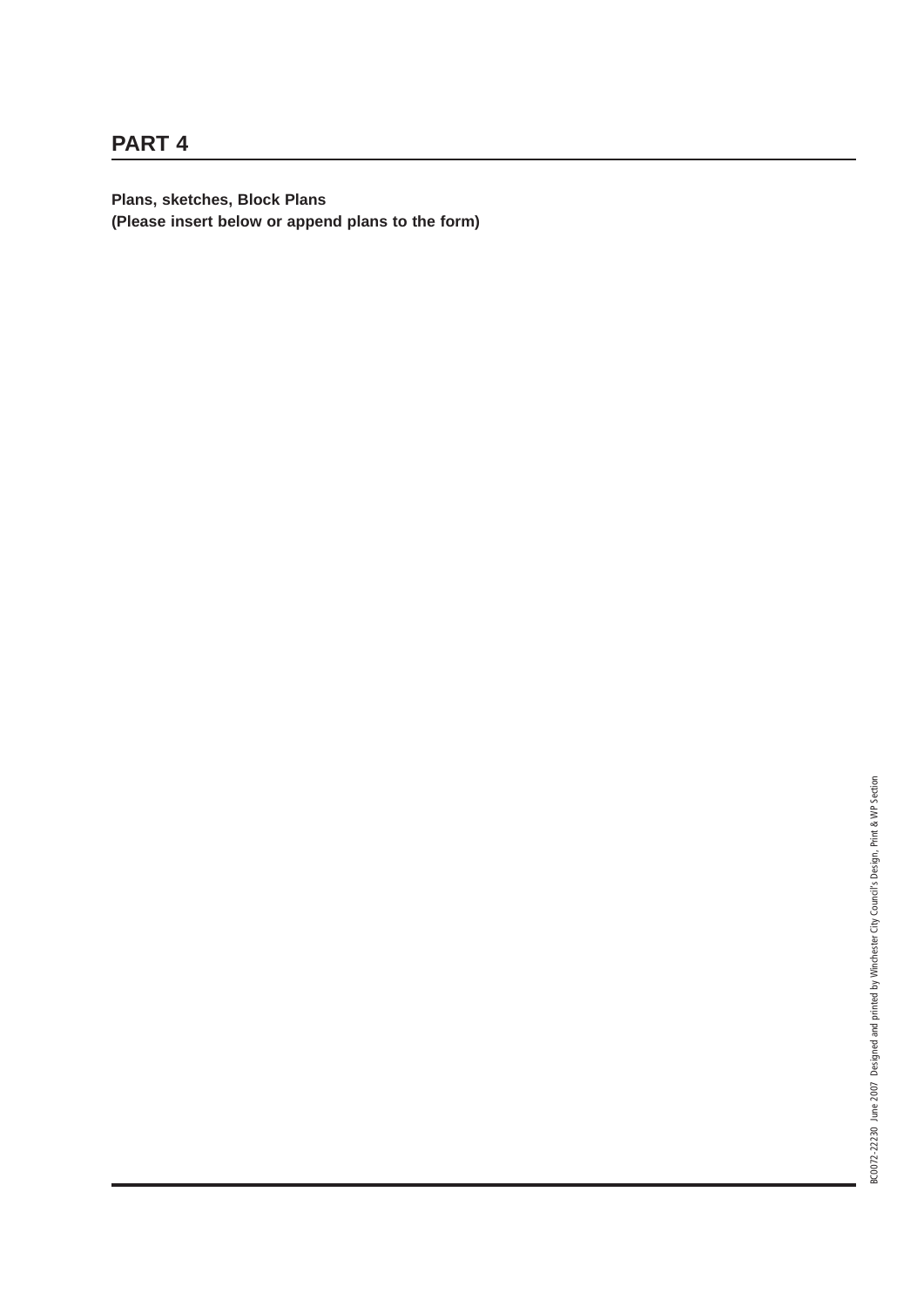## PART 4

**Plans, sketches, Block Plans**
**(Please insert below or append plans to the form)**

BC0072-22230 June 2007 Designed and printed by Winchester City Council's Design, Print & WP Section